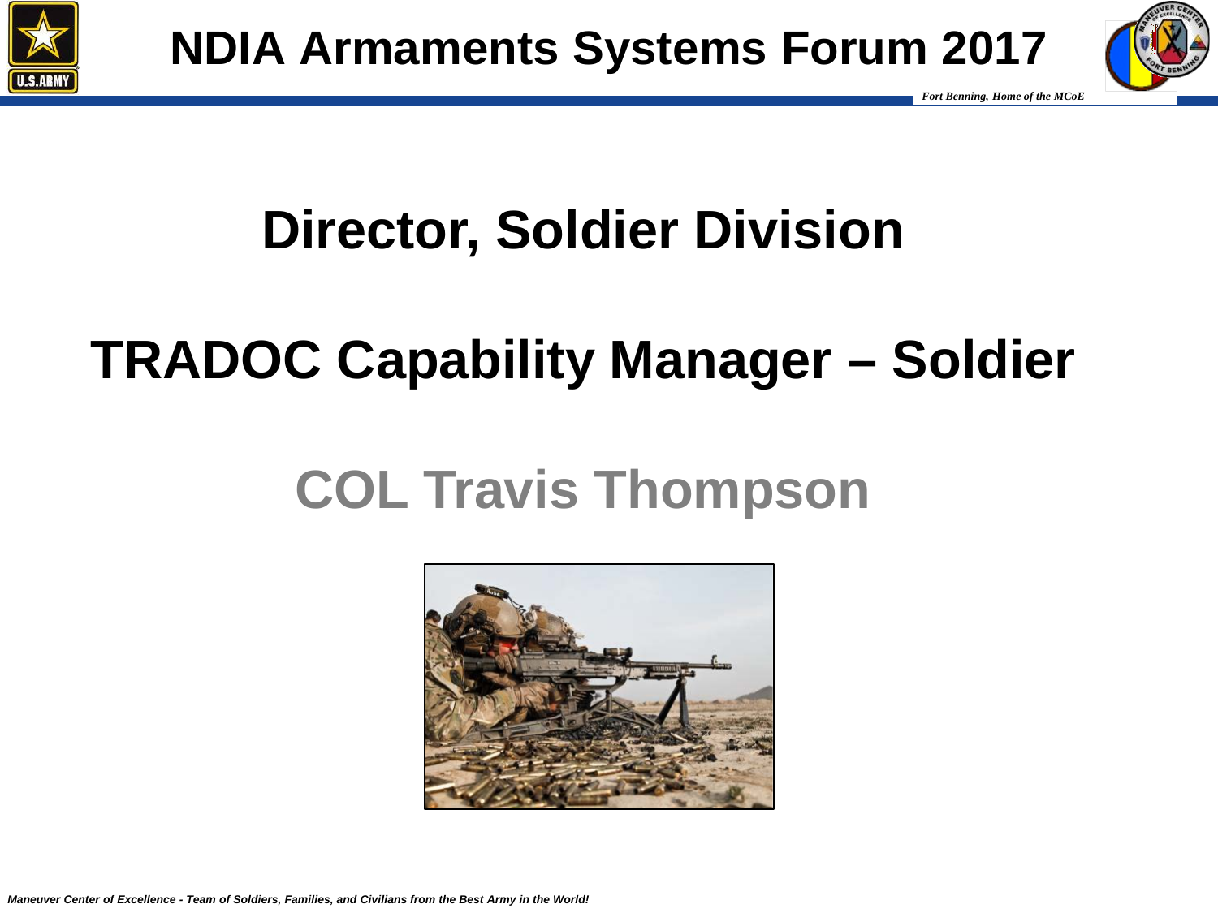# NDIA Armaments Systems Forum 2017

*Fort Benning, Home of the MCoE*

## Director, Soldier Division

## TRADOC Capability Manager – Soldier

## COL Travis Thompson

*Maneuver Center of Excellence - Team of Soldiers, Families, and Civilians from the Best Army in the World!*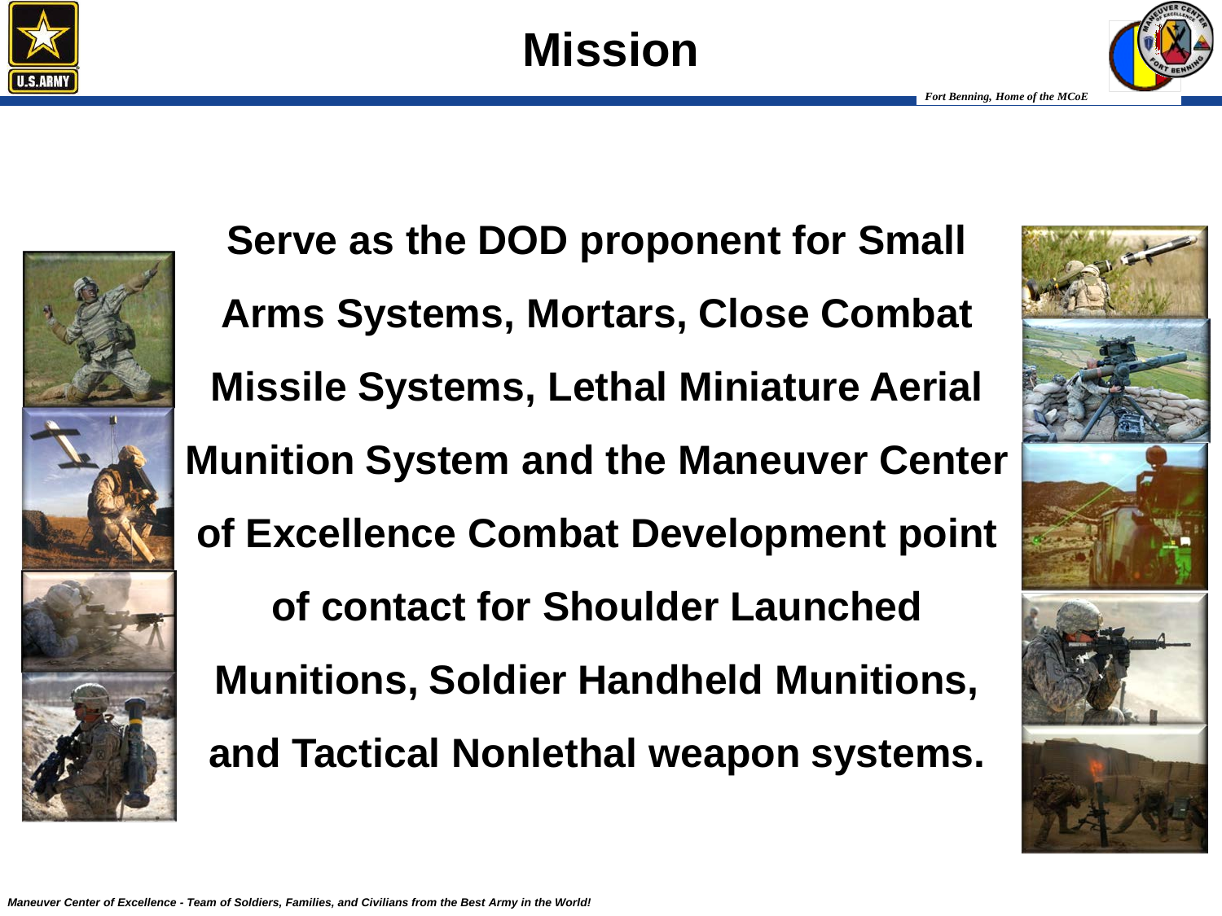# Mission

**Serve as the DOD proponent for Small Arms Systems, Mortars, Close Combat Missile Systems, Lethal Miniature Aerial Munition System and the Maneuver Center of Excellence Combat Development point of contact for Shoulder Launched Munitions, Soldier Handheld Munitions, and Tactical Nonlethal weapon systems.**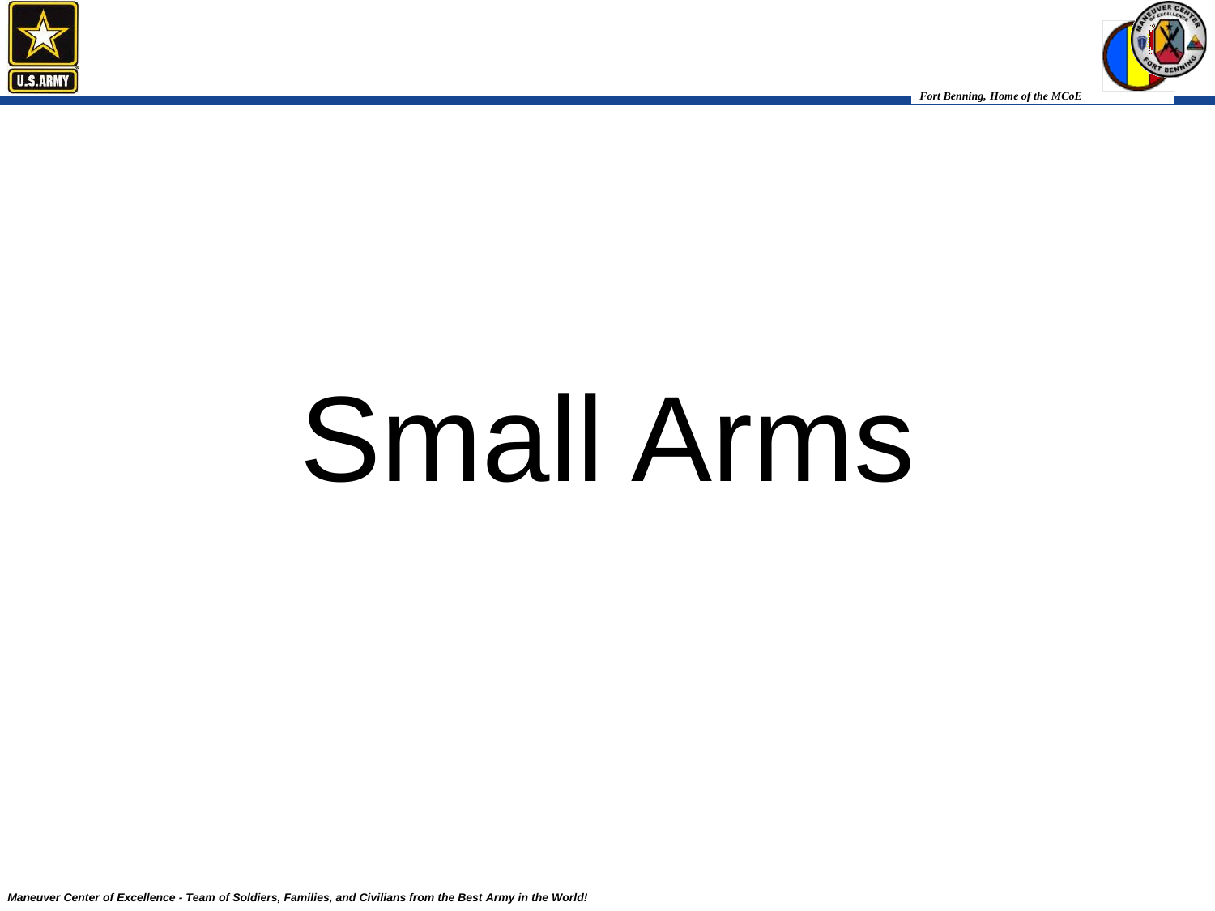# Small Arms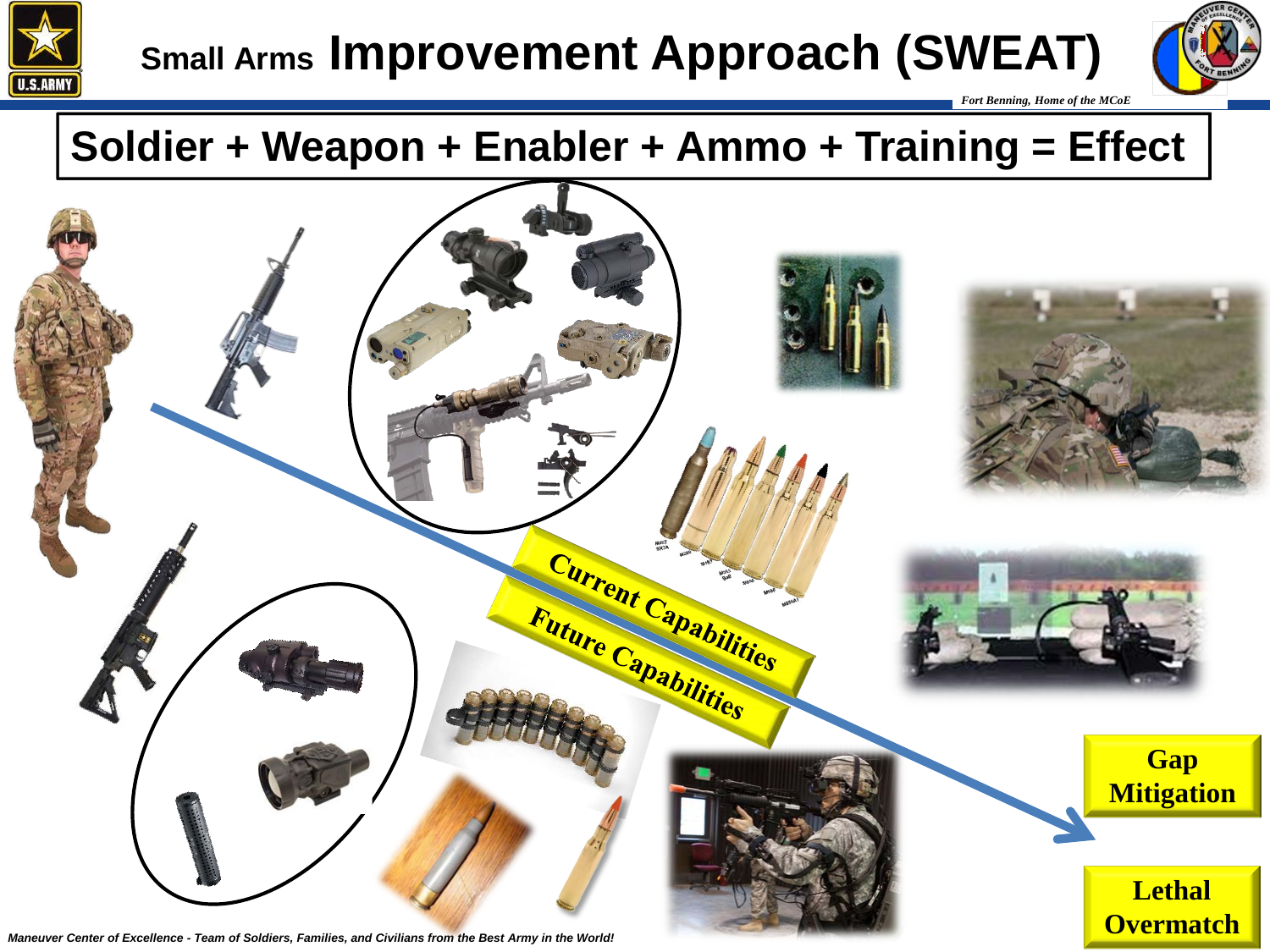# Small Arms Improvement Approach (SWEAT)

**Soldier + Weapon + Enabler + Ammo + Training = Effect**

Current Capabilities

Future Capabilities

**Gap Mitigation**

**Lethal Overmatch**

*Maneuver Center of Excellence - Team of Soldiers, Families, and Civilians from the Best Army in the World!*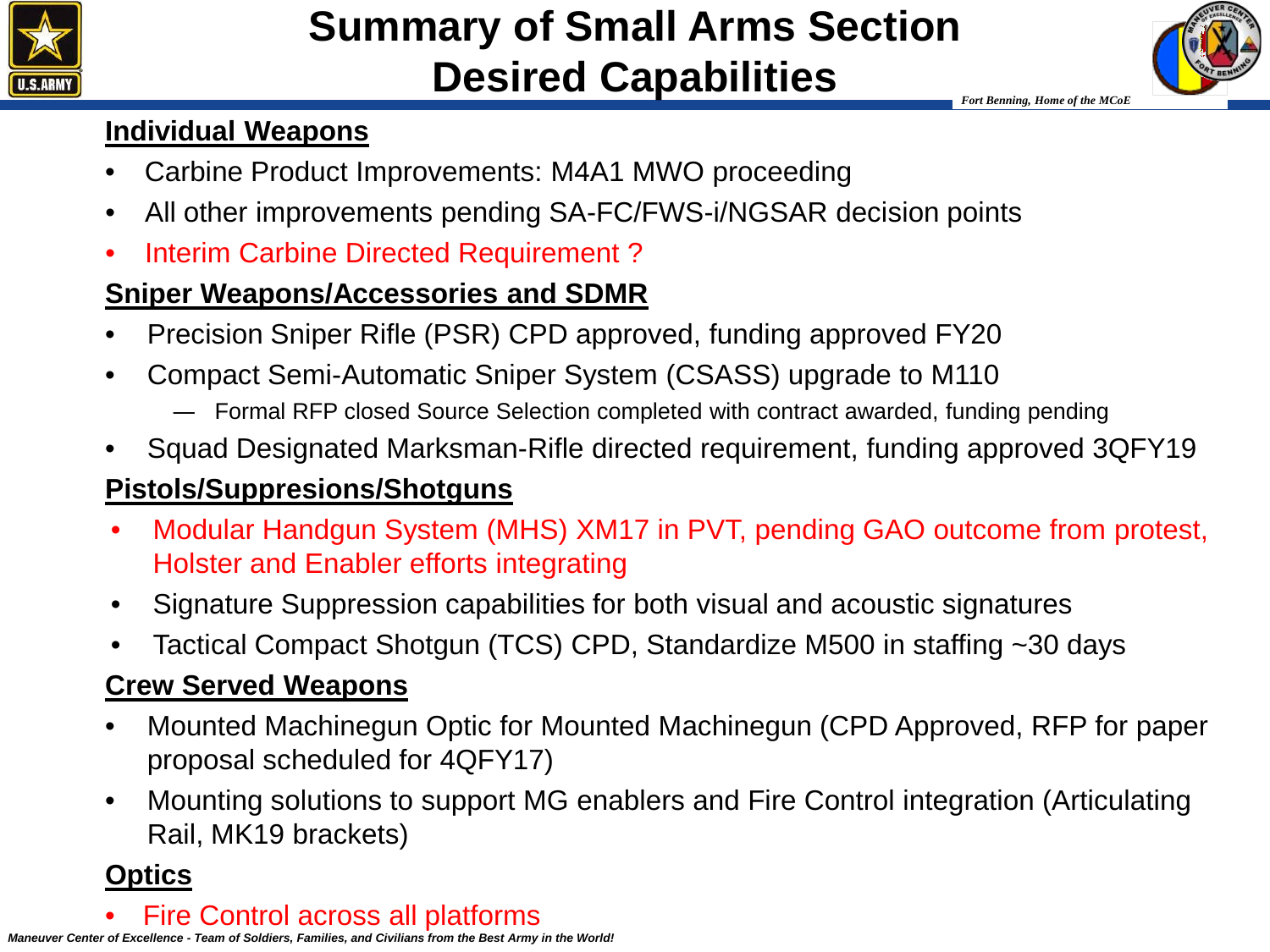# Summary of Small Arms Section Desired Capabilities

## Individual Weapons

- Carbine Product Improvements: M4A1 MWO proceeding
- All other improvements pending SA-FC/FWS-i/NGSAR decision points
- Interim Carbine Directed Requirement ?

## Sniper Weapons/Accessories and SDMR

- Precision Sniper Rifle (PSR) CPD approved, funding approved FY20
- Compact Semi-Automatic Sniper System (CSASS) upgrade to M110
  - Formal RFP closed Source Selection completed with contract awarded, funding pending
- Squad Designated Marksman-Rifle directed requirement, funding approved 3QFY19

## Pistols/Suppresions/Shotguns

- Modular Handgun System (MHS) XM17 in PVT, pending GAO outcome from protest, Holster and Enabler efforts integrating
- Signature Suppression capabilities for both visual and acoustic signatures
- Tactical Compact Shotgun (TCS) CPD, Standardize M500 in staffing ~30 days

## Crew Served Weapons

- Mounted Machinegun Optic for Mounted Machinegun (CPD Approved, RFP for paper proposal scheduled for 4QFY17)
- Mounting solutions to support MG enablers and Fire Control integration (Articulating Rail, MK19 brackets)

## Optics

- Fire Control across all platforms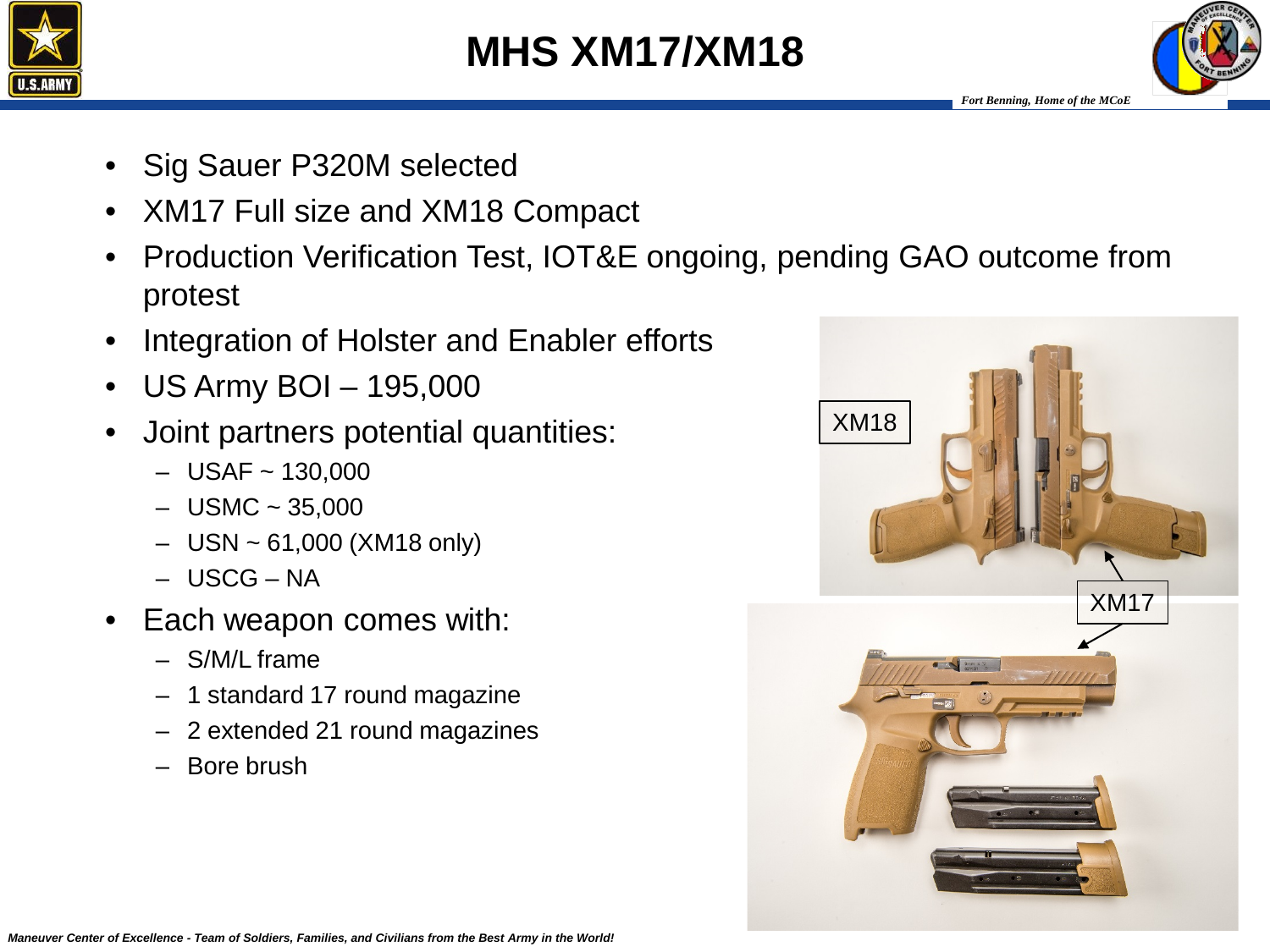# MHS XM17/XM18

- Sig Sauer P320M selected
- XM17 Full size and XM18 Compact
- Production Verification Test, IOT&E ongoing, pending GAO outcome from protest
- Integration of Holster and Enabler efforts
- US Army BOI – 195,000
- Joint partners potential quantities:
  - USAF ~ 130,000
  - USMC ~ 35,000
  - USN ~ 61,000 (XM18 only)
  - USCG – NA
- Each weapon comes with:
  - S/M/L frame
  - 1 standard 17 round magazine
  - 2 extended 21 round magazines
  - Bore brush

XM18

XM17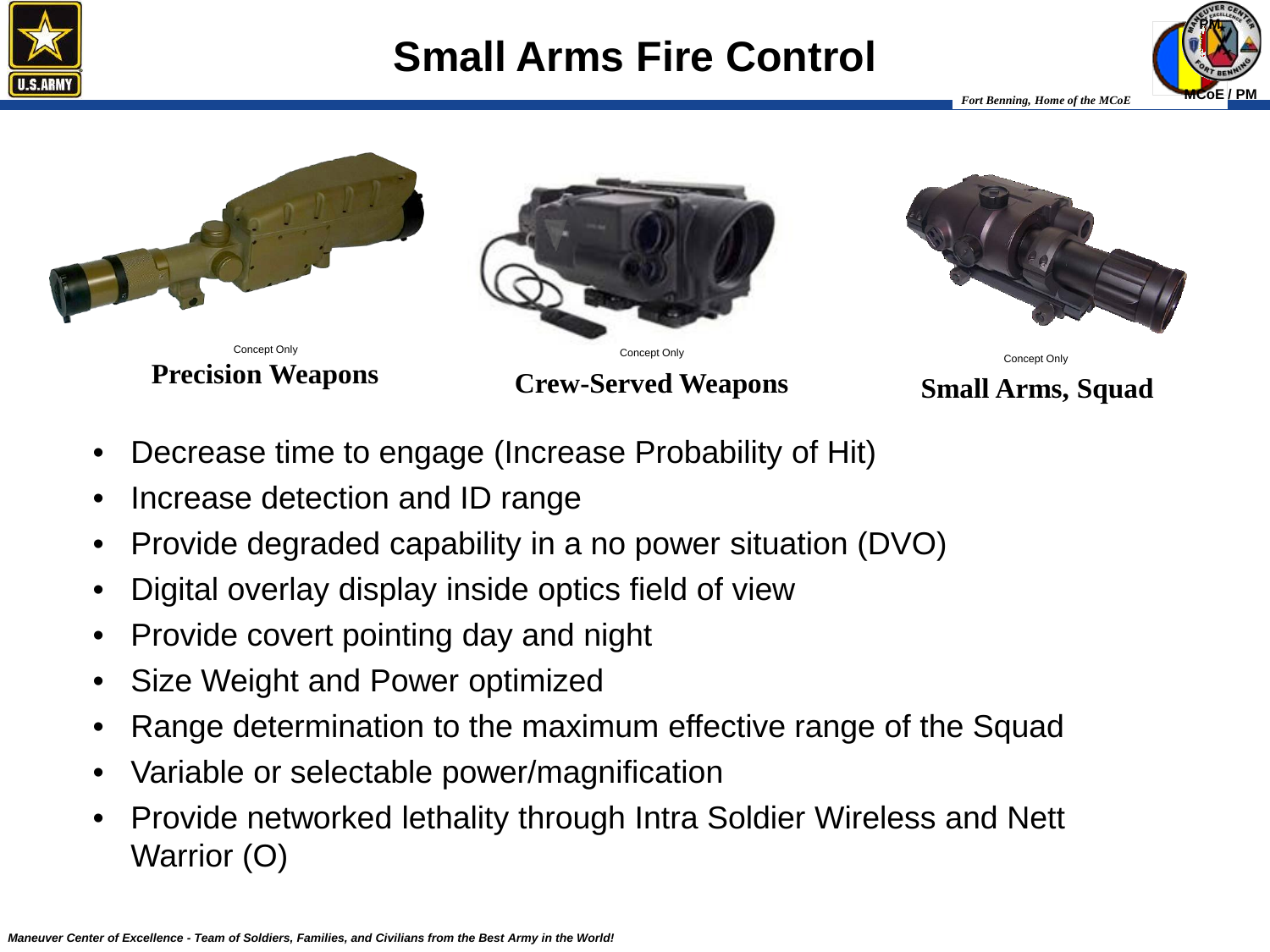# Small Arms Fire Control

Concept Only

**Precision Weapons**

Concept Only

**Crew-Served Weapons**

Concept Only

**Small Arms, Squad**

- Decrease time to engage (Increase Probability of Hit)
- Increase detection and ID range
- Provide degraded capability in a no power situation (DVO)
- Digital overlay display inside optics field of view
- Provide covert pointing day and night
- Size Weight and Power optimized
- Range determination to the maximum effective range of the Squad
- Variable or selectable power/magnification
- Provide networked lethality through Intra Soldier Wireless and Nett Warrior (O)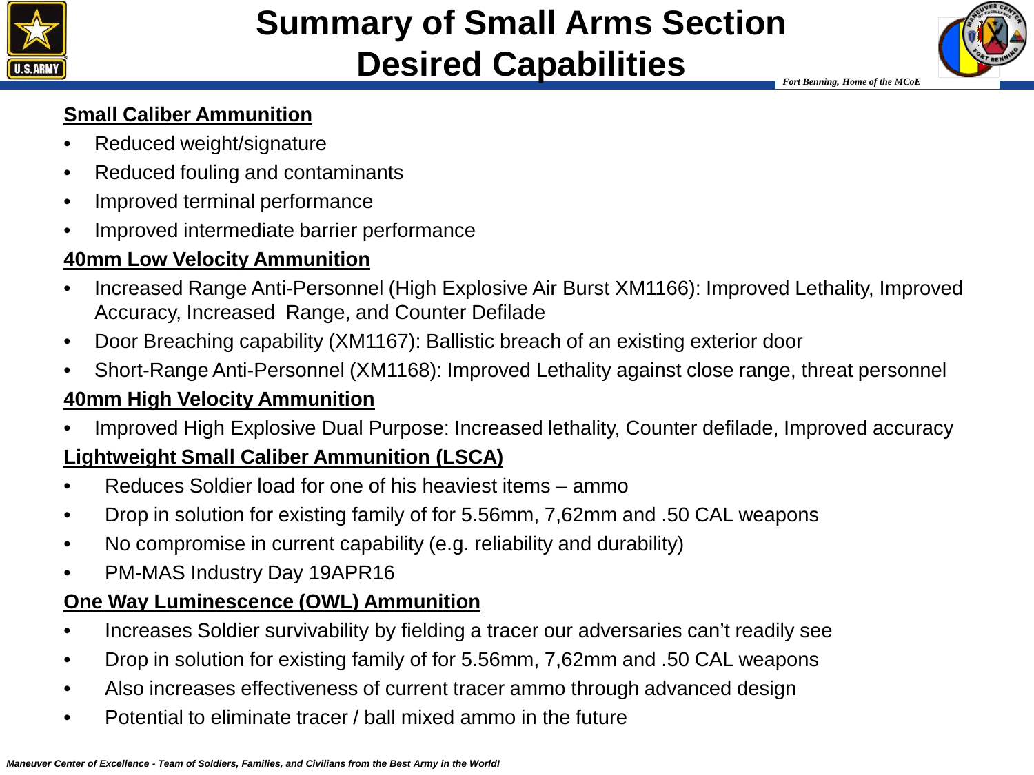# Summary of Small Arms Section Desired Capabilities

**Small Caliber Ammunition**

- Reduced weight/signature
- Reduced fouling and contaminants
- Improved terminal performance
- Improved intermediate barrier performance

**40mm Low Velocity Ammunition**

- Increased Range Anti-Personnel (High Explosive Air Burst XM1166): Improved Lethality, Improved Accuracy, Increased Range, and Counter Defilade
- Door Breaching capability (XM1167): Ballistic breach of an existing exterior door
- Short-Range Anti-Personnel (XM1168): Improved Lethality against close range, threat personnel

**40mm High Velocity Ammunition**

- Improved High Explosive Dual Purpose: Increased lethality, Counter defilade, Improved accuracy

**Lightweight Small Caliber Ammunition (LSCA)**

- Reduces Soldier load for one of his heaviest items – ammo
- Drop in solution for existing family of for 5.56mm, 7,62mm and .50 CAL weapons
- No compromise in current capability (e.g. reliability and durability)
- PM-MAS Industry Day 19APR16

**One Way Luminescence (OWL) Ammunition**

- Increases Soldier survivability by fielding a tracer our adversaries can't readily see
- Drop in solution for existing family of for 5.56mm, 7,62mm and .50 CAL weapons
- Also increases effectiveness of current tracer ammo through advanced design
- Potential to eliminate tracer / ball mixed ammo in the future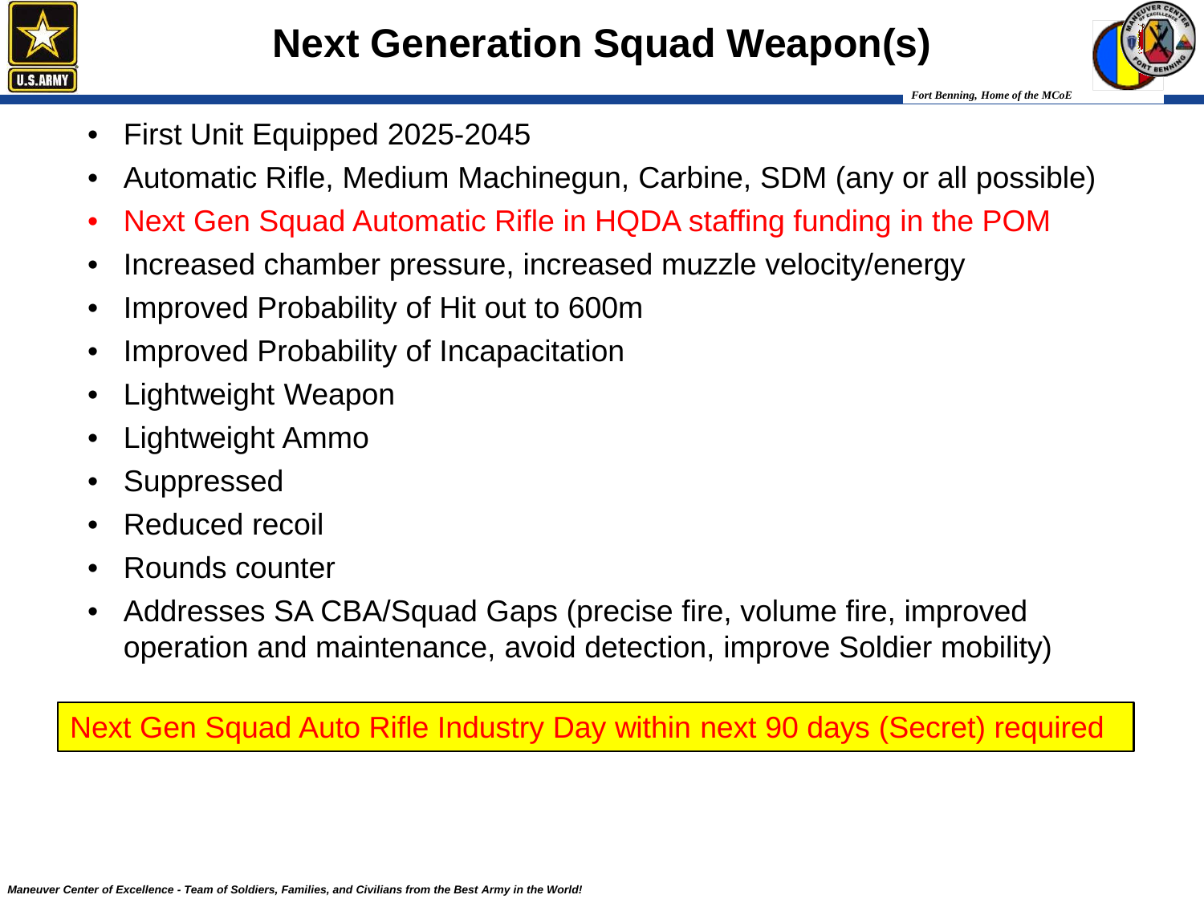# Next Generation Squad Weapon(s)

- First Unit Equipped 2025-2045
- Automatic Rifle, Medium Machinegun, Carbine, SDM (any or all possible)
- Next Gen Squad Automatic Rifle in HQDA staffing funding in the POM
- Increased chamber pressure, increased muzzle velocity/energy
- Improved Probability of Hit out to 600m
- Improved Probability of Incapacitation
- Lightweight Weapon
- Lightweight Ammo
- Suppressed
- Reduced recoil
- Rounds counter
- Addresses SA CBA/Squad Gaps (precise fire, volume fire, improved operation and maintenance, avoid detection, improve Soldier mobility)

Next Gen Squad Auto Rifle Industry Day within next 90 days (Secret) required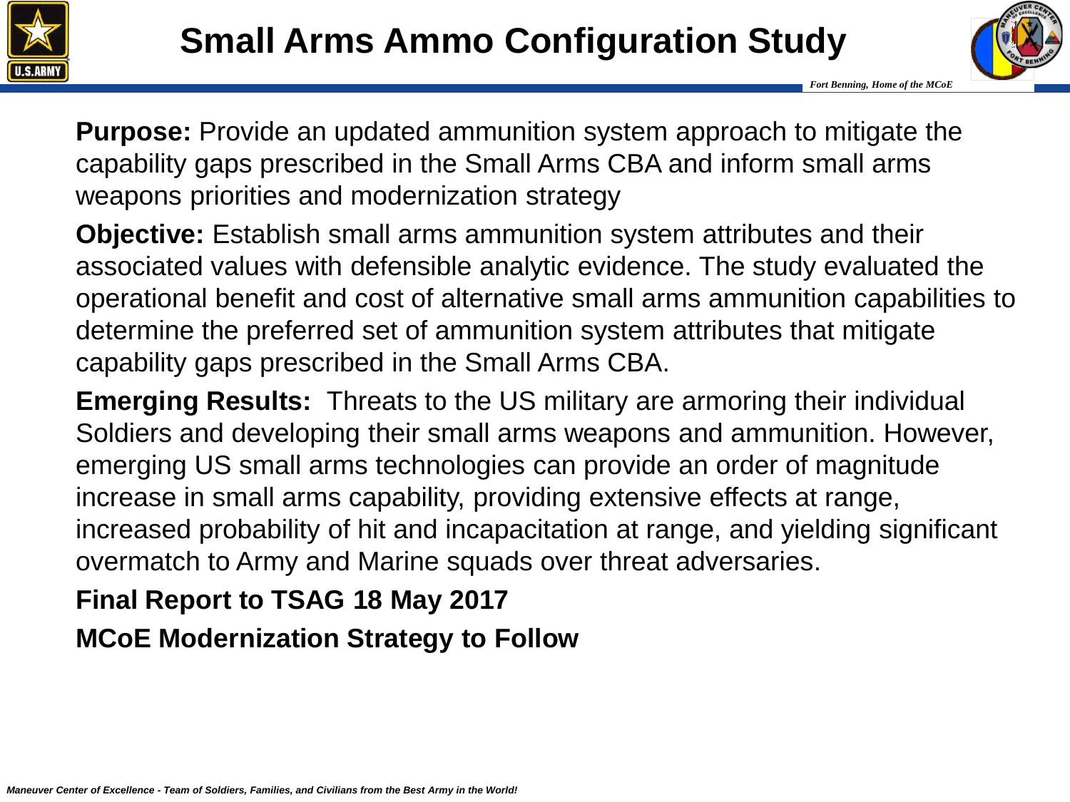# Small Arms Ammo Configuration Study

**Purpose:** Provide an updated ammunition system approach to mitigate the capability gaps prescribed in the Small Arms CBA and inform small arms weapons priorities and modernization strategy

**Objective:** Establish small arms ammunition system attributes and their associated values with defensible analytic evidence. The study evaluated the operational benefit and cost of alternative small arms ammunition capabilities to determine the preferred set of ammunition system attributes that mitigate capability gaps prescribed in the Small Arms CBA.

**Emerging Results:** Threats to the US military are armoring their individual Soldiers and developing their small arms weapons and ammunition. However, emerging US small arms technologies can provide an order of magnitude increase in small arms capability, providing extensive effects at range, increased probability of hit and incapacitation at range, and yielding significant overmatch to Army and Marine squads over threat adversaries.

**Final Report to TSAG 18 May 2017**

**MCoE Modernization Strategy to Follow**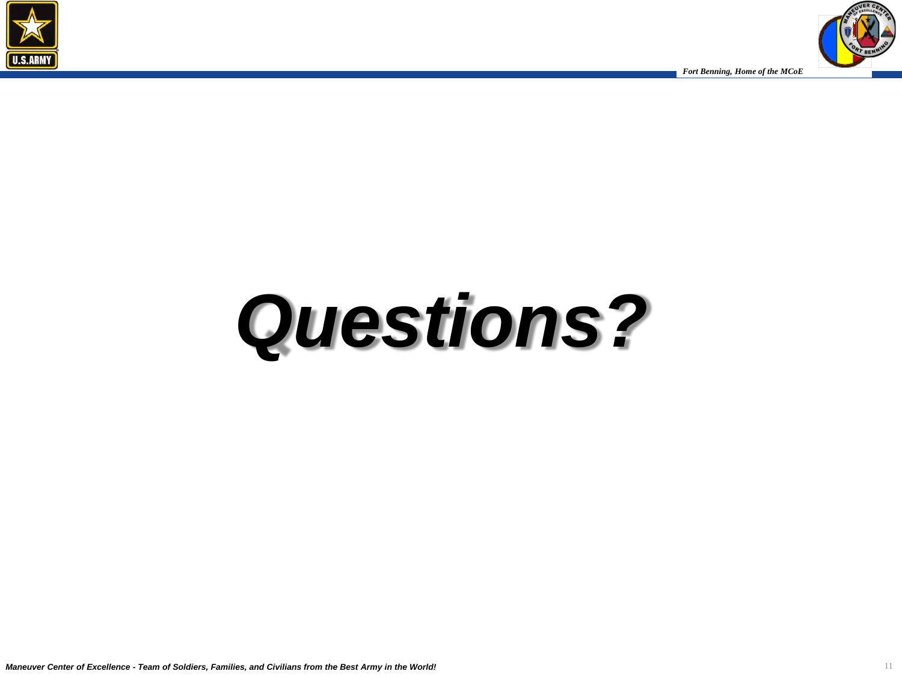# *Questions?*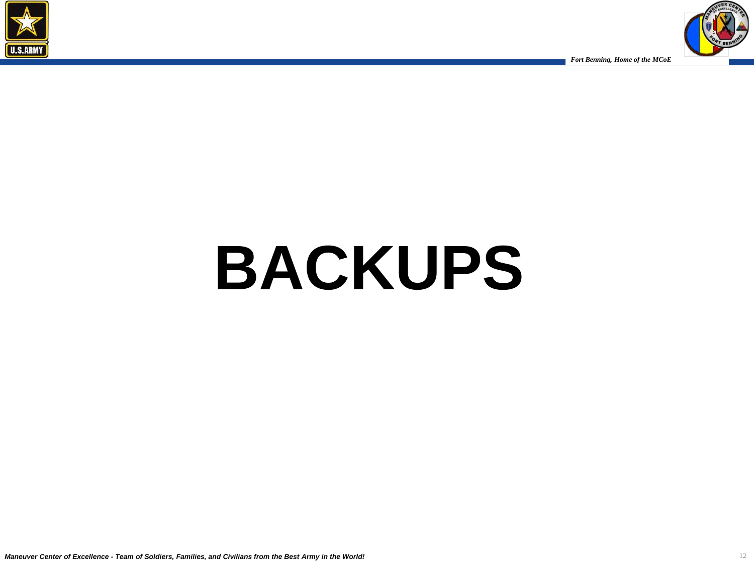# BACKUPS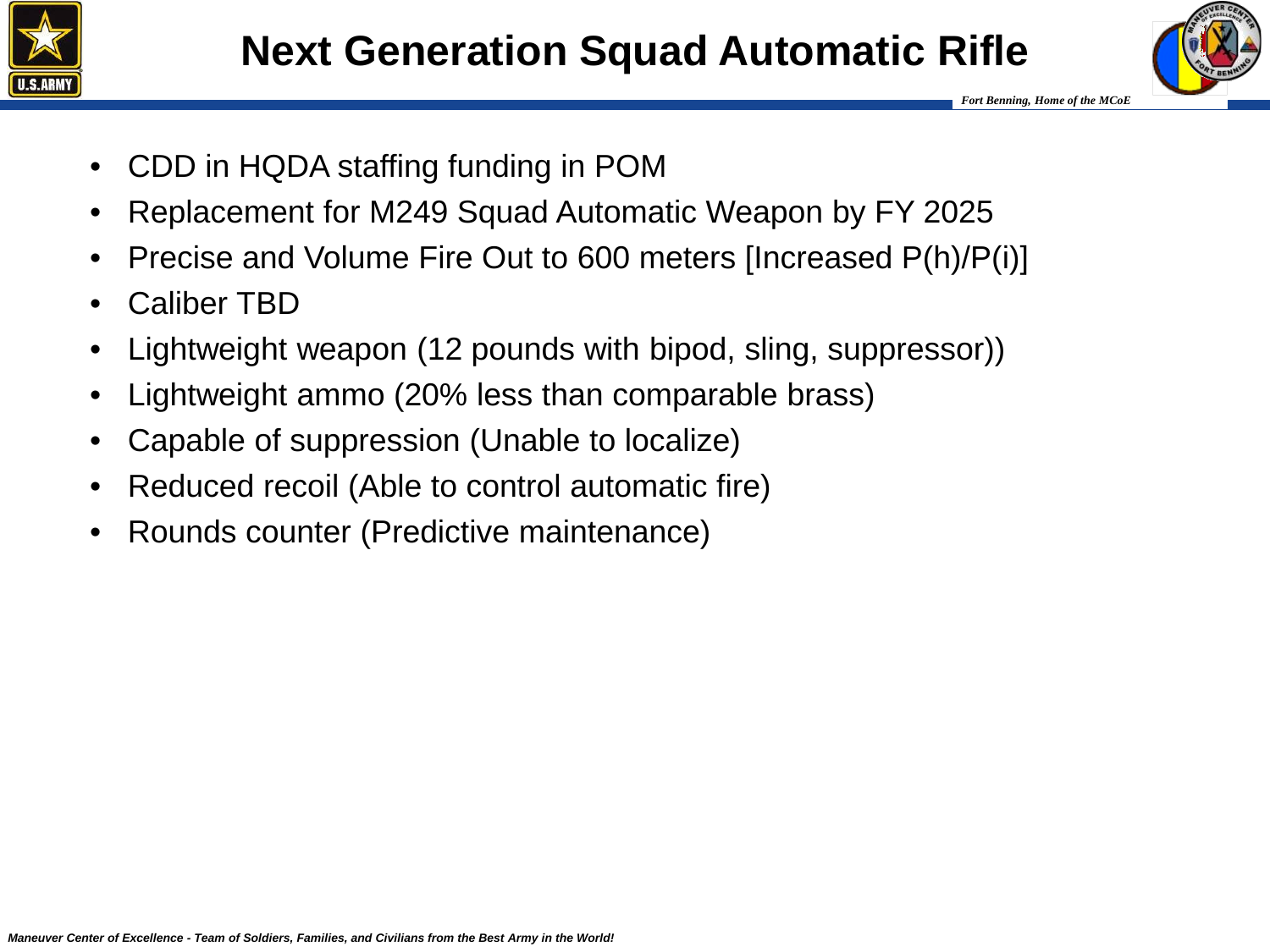# Next Generation Squad Automatic Rifle

- CDD in HQDA staffing funding in POM
- Replacement for M249 Squad Automatic Weapon by FY 2025
- Precise and Volume Fire Out to 600 meters [Increased P(h)/P(i)]
- Caliber TBD
- Lightweight weapon (12 pounds with bipod, sling, suppressor))
- Lightweight ammo (20% less than comparable brass)
- Capable of suppression (Unable to localize)
- Reduced recoil (Able to control automatic fire)
- Rounds counter (Predictive maintenance)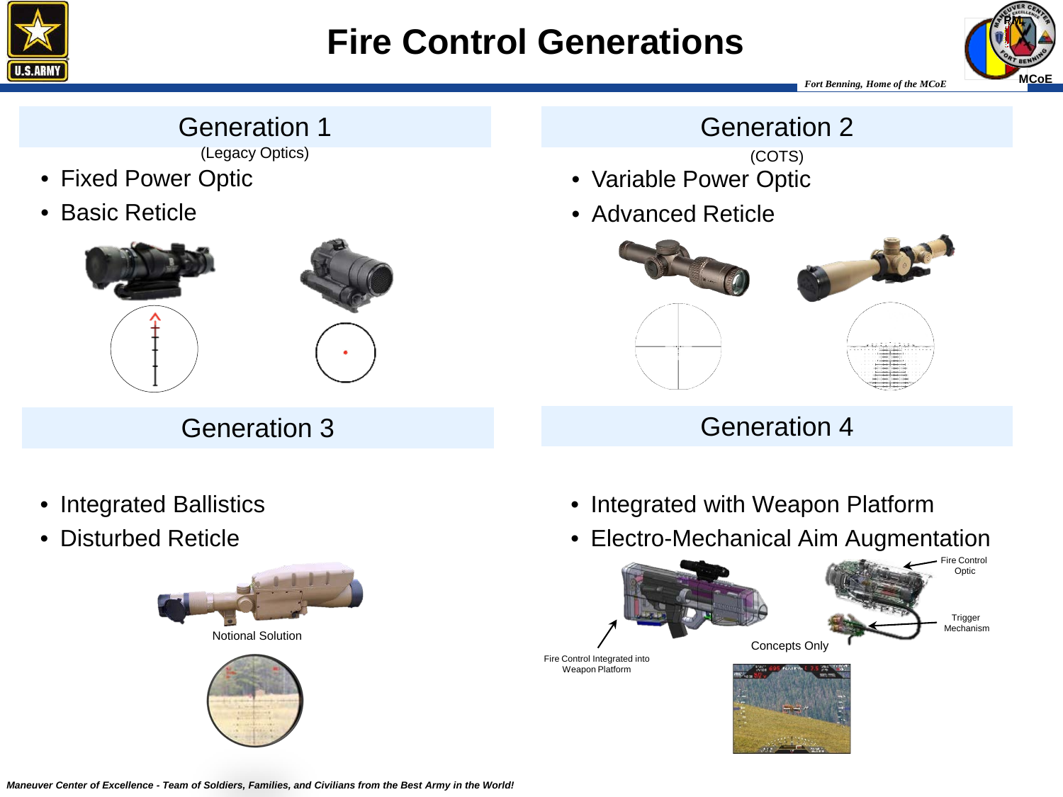# Fire Control Generations

## Generation 1

(Legacy Optics)

- Fixed Power Optic
- Basic Reticle

## Generation 2

(COTS)

- Variable Power Optic
- Advanced Reticle

## Generation 3

- Integrated Ballistics
- Disturbed Reticle

Notional Solution

## Generation 4

- Integrated with Weapon Platform
- Electro-Mechanical Aim Augmentation

Fire Control Optic

Trigger Mechanism

Concepts Only

Fire Control Integrated into Weapon Platform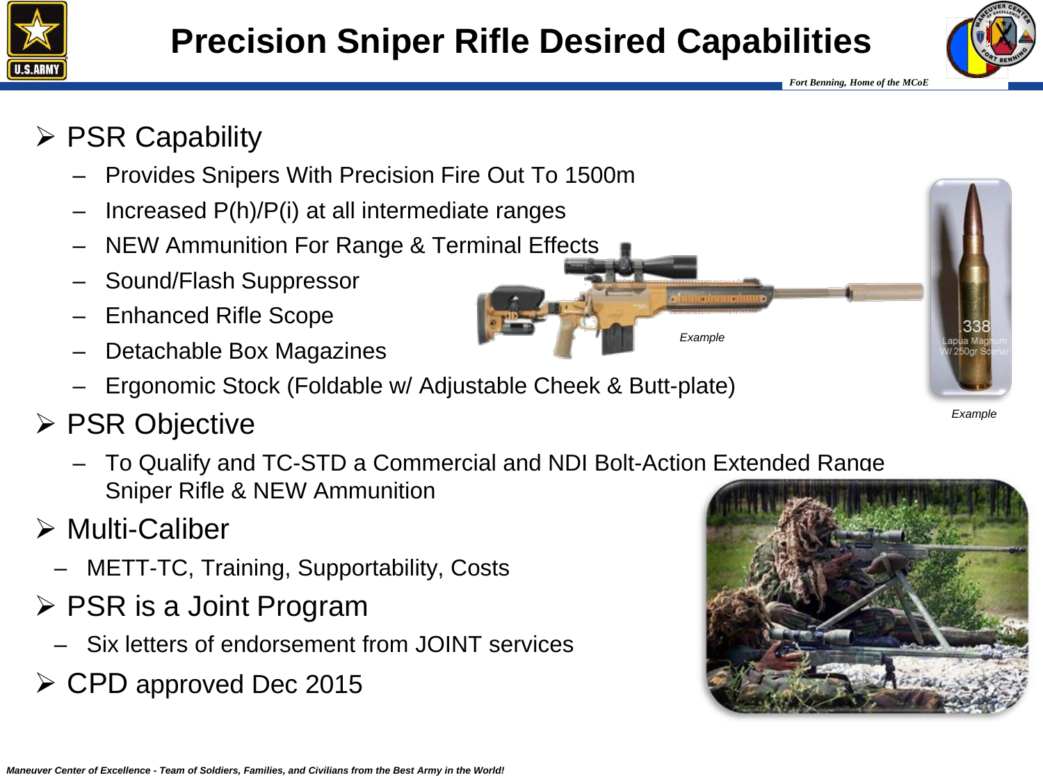# Precision Sniper Rifle Desired Capabilities

- **PSR Capability**
  - Provides Snipers With Precision Fire Out To 1500m
  - Increased P(h)/P(i) at all intermediate ranges
  - NEW Ammunition For Range & Terminal Effects
  - Sound/Flash Suppressor
  - Enhanced Rifle Scope
  - Detachable Box Magazines
  - Ergonomic Stock (Foldable w/ Adjustable Cheek & Butt-plate)

*Example*

*Example*

- **PSR Objective**
  - To Qualify and TC-STD a Commercial and NDI Bolt-Action Extended Range Sniper Rifle & NEW Ammunition
- **Multi-Caliber**
  - METT-TC, Training, Supportability, Costs
- **PSR is a Joint Program**
  - Six letters of endorsement from JOINT services
- **CPD approved Dec 2015**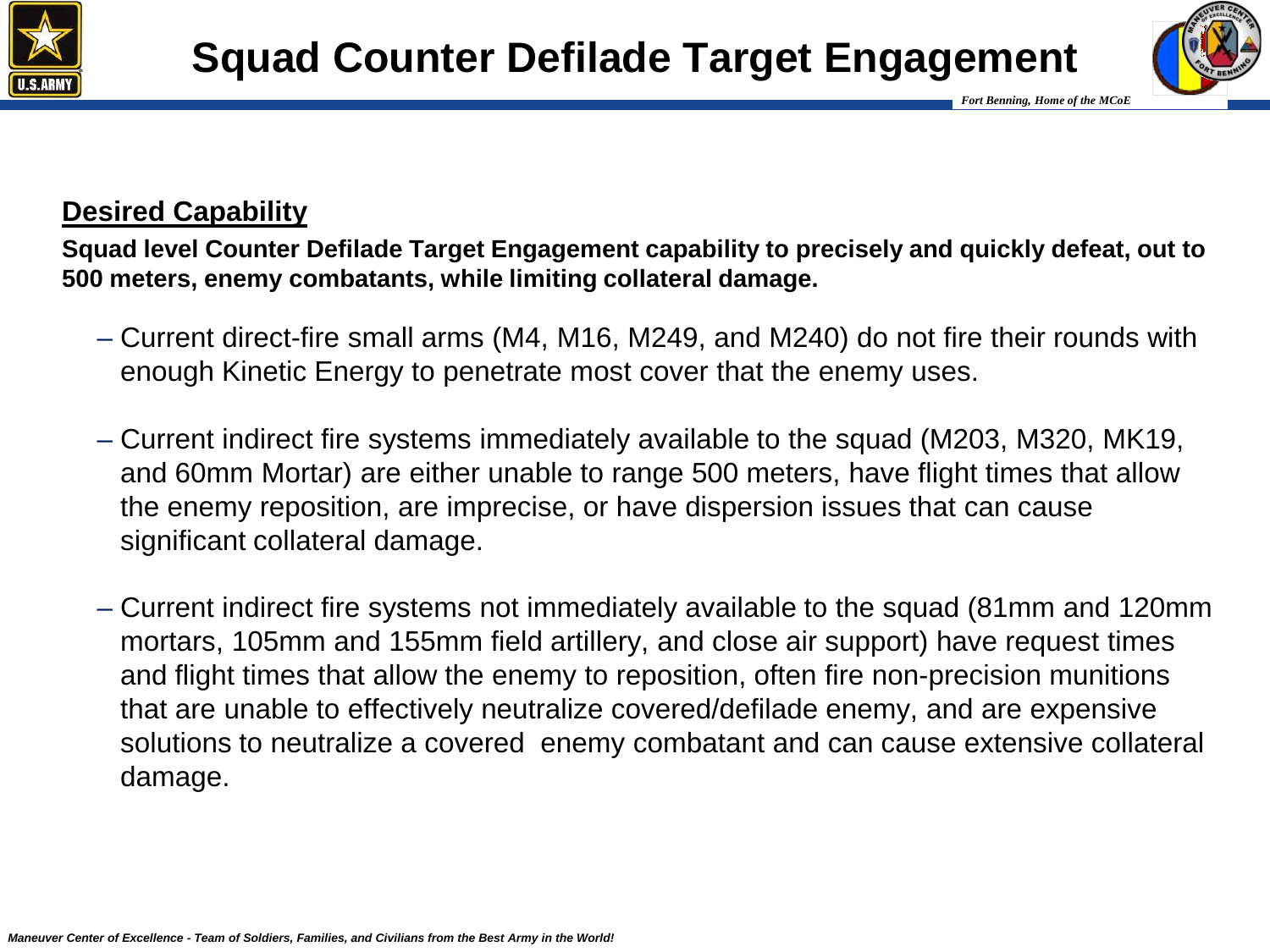# Squad Counter Defilade Target Engagement

**Desired Capability**

**Squad level Counter Defilade Target Engagement capability to precisely and quickly defeat, out to 500 meters, enemy combatants, while limiting collateral damage.**

- Current direct-fire small arms (M4, M16, M249, and M240) do not fire their rounds with enough Kinetic Energy to penetrate most cover that the enemy uses.

- Current indirect fire systems immediately available to the squad (M203, M320, MK19, and 60mm Mortar) are either unable to range 500 meters, have flight times that allow the enemy reposition, are imprecise, or have dispersion issues that can cause significant collateral damage.

- Current indirect fire systems not immediately available to the squad (81mm and 120mm mortars, 105mm and 155mm field artillery, and close air support) have request times and flight times that allow the enemy to reposition, often fire non-precision munitions that are unable to effectively neutralize covered/defilade enemy, and are expensive solutions to neutralize a covered enemy combatant and can cause extensive collateral damage.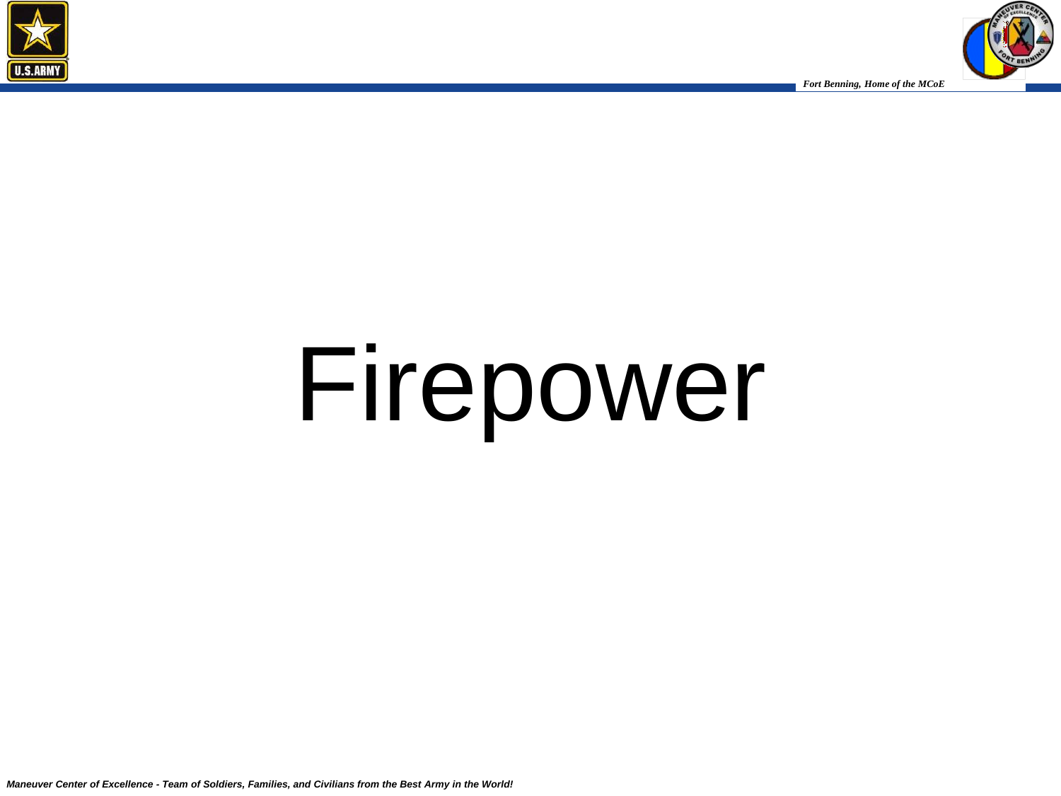# Firepower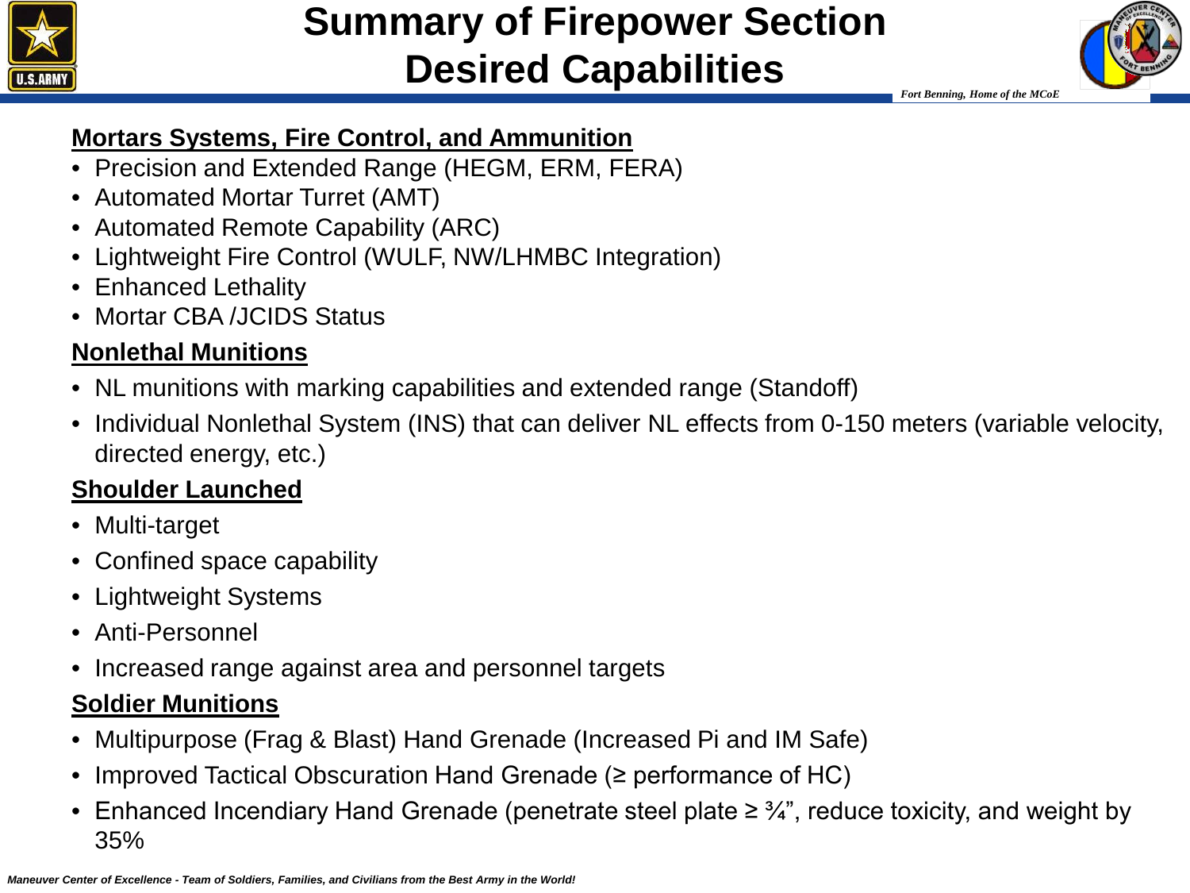# Summary of Firepower Section Desired Capabilities

**Mortars Systems, Fire Control, and Ammunition**

- Precision and Extended Range (HEGM, ERM, FERA)
- Automated Mortar Turret (AMT)
- Automated Remote Capability (ARC)
- Lightweight Fire Control (WULF, NW/LHMBC Integration)
- Enhanced Lethality
- Mortar CBA /JCIDS Status

**Nonlethal Munitions**

- NL munitions with marking capabilities and extended range (Standoff)
- Individual Nonlethal System (INS) that can deliver NL effects from 0-150 meters (variable velocity, directed energy, etc.)

**Shoulder Launched**

- Multi-target
- Confined space capability
- Lightweight Systems
- Anti-Personnel
- Increased range against area and personnel targets

**Soldier Munitions**

- Multipurpose (Frag & Blast) Hand Grenade (Increased Pi and IM Safe)
- Improved Tactical Obscuration Hand Grenade (≥ performance of HC)
- Enhanced Incendiary Hand Grenade (penetrate steel plate ≥ ¾", reduce toxicity, and weight by 35%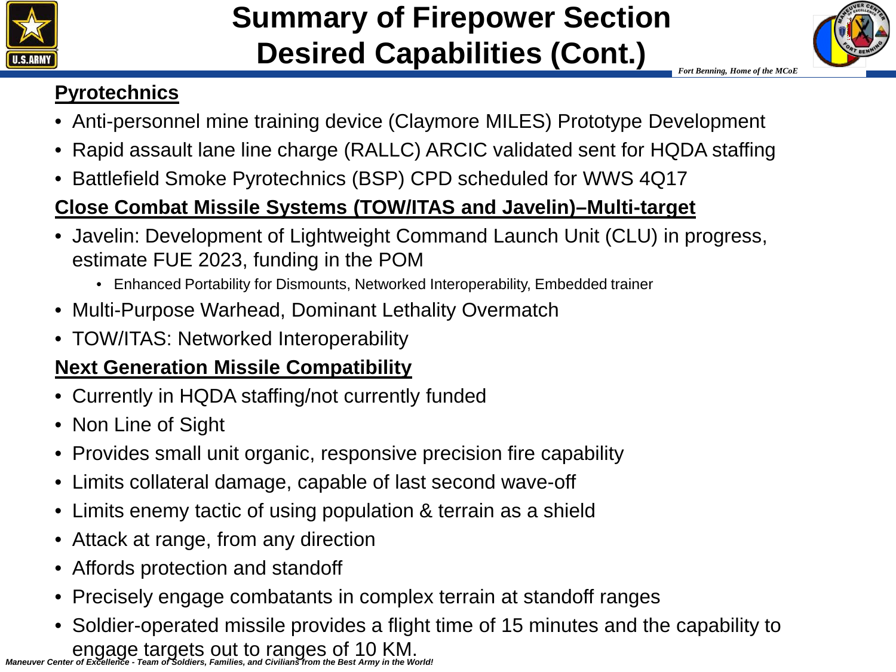# Summary of Firepower Section Desired Capabilities (Cont.)

## Pyrotechnics

- Anti-personnel mine training device (Claymore MILES) Prototype Development
- Rapid assault lane line charge (RALLC) ARCIC validated sent for HQDA staffing
- Battlefield Smoke Pyrotechnics (BSP) CPD scheduled for WWS 4Q17

## Close Combat Missile Systems (TOW/ITAS and Javelin)–Multi-target

- Javelin: Development of Lightweight Command Launch Unit (CLU) in progress, estimate FUE 2023, funding in the POM
  - Enhanced Portability for Dismounts, Networked Interoperability, Embedded trainer
- Multi-Purpose Warhead, Dominant Lethality Overmatch
- TOW/ITAS: Networked Interoperability

## Next Generation Missile Compatibility

- Currently in HQDA staffing/not currently funded
- Non Line of Sight
- Provides small unit organic, responsive precision fire capability
- Limits collateral damage, capable of last second wave-off
- Limits enemy tactic of using population & terrain as a shield
- Attack at range, from any direction
- Affords protection and standoff
- Precisely engage combatants in complex terrain at standoff ranges
- Soldier-operated missile provides a flight time of 15 minutes and the capability to engage targets out to ranges of 10 KM.